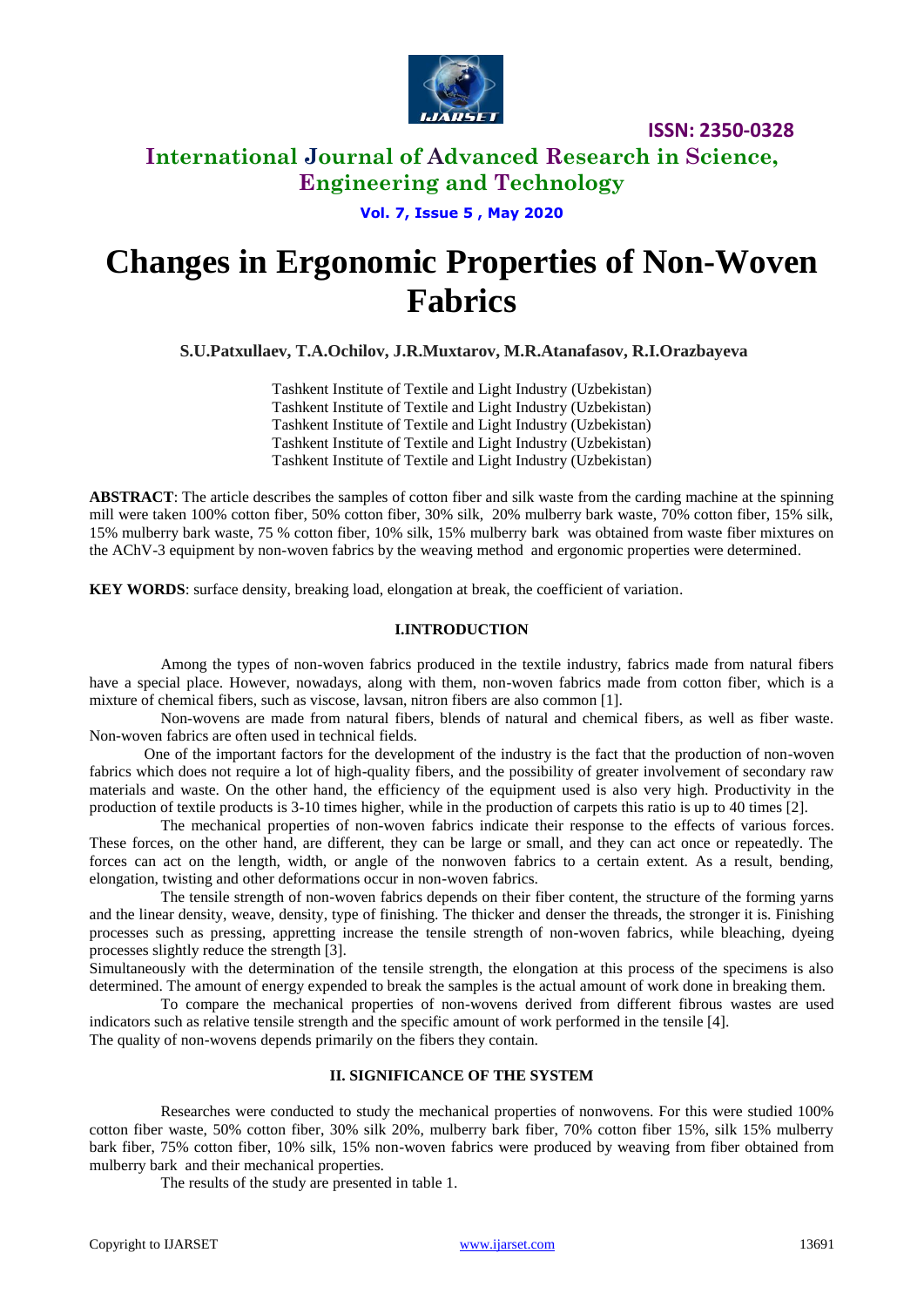# Changes in Ergonomic Properties of Non-Woven Fabrics

**S.U.Patxullaev, T.A.Ochilov, J.R.Muxtarov, M.R.Atanafasov, R.I.Orazbayeva**

Tashkent Institute of Textile and Light Industry (Uzbekistan)
Tashkent Institute of Textile and Light Industry (Uzbekistan)
Tashkent Institute of Textile and Light Industry (Uzbekistan)
Tashkent Institute of Textile and Light Industry (Uzbekistan)
Tashkent Institute of Textile and Light Industry (Uzbekistan)

**ABSTRACT**: The article describes the samples of cotton fiber and silk waste from the carding machine at the spinning mill were taken 100% cotton fiber, 50% cotton fiber, 30% silk, 20% mulberry bark waste, 70% cotton fiber, 15% silk, 15% mulberry bark waste, 75 % cotton fiber, 10% silk, 15% mulberry bark was obtained from waste fiber mixtures on the AChV-3 equipment by non-woven fabrics by the weaving method and ergonomic properties were determined.

**KEY WORDS**: surface density, breaking load, elongation at break, the coefficient of variation.

## I.INTRODUCTION

Among the types of non-woven fabrics produced in the textile industry, fabrics made from natural fibers have a special place. However, nowadays, along with them, non-woven fabrics made from cotton fiber, which is a mixture of chemical fibers, such as viscose, lavsan, nitron fibers are also common [1].

Non-wovens are made from natural fibers, blends of natural and chemical fibers, as well as fiber waste. Non-woven fabrics are often used in technical fields.

One of the important factors for the development of the industry is the fact that the production of non-woven fabrics which does not require a lot of high-quality fibers, and the possibility of greater involvement of secondary raw materials and waste. On the other hand, the efficiency of the equipment used is also very high. Productivity in the production of textile products is 3-10 times higher, while in the production of carpets this ratio is up to 40 times [2].

The mechanical properties of non-woven fabrics indicate their response to the effects of various forces. These forces, on the other hand, are different, they can be large or small, and they can act once or repeatedly. The forces can act on the length, width, or angle of the nonwoven fabrics to a certain extent. As a result, bending, elongation, twisting and other deformations occur in non-woven fabrics.

The tensile strength of non-woven fabrics depends on their fiber content, the structure of the forming yarns and the linear density, weave, density, type of finishing. The thicker and denser the threads, the stronger it is. Finishing processes such as pressing, appretting increase the tensile strength of non-woven fabrics, while bleaching, dyeing processes slightly reduce the strength [3].

Simultaneously with the determination of the tensile strength, the elongation at this process of the specimens is also determined. The amount of energy expended to break the samples is the actual amount of work done in breaking them.

To compare the mechanical properties of non-wovens derived from different fibrous wastes are used indicators such as relative tensile strength and the specific amount of work performed in the tensile [4].

The quality of non-wovens depends primarily on the fibers they contain.

## II. SIGNIFICANCE OF THE SYSTEM

Researches were conducted to study the mechanical properties of nonwovens. For this were studied 100% cotton fiber waste, 50% cotton fiber, 30% silk 20%, mulberry bark fiber, 70% cotton fiber 15%, silk 15% mulberry bark fiber, 75% cotton fiber, 10% silk, 15% non-woven fabrics were produced by weaving from fiber obtained from mulberry bark and their mechanical properties.

The results of the study are presented in table 1.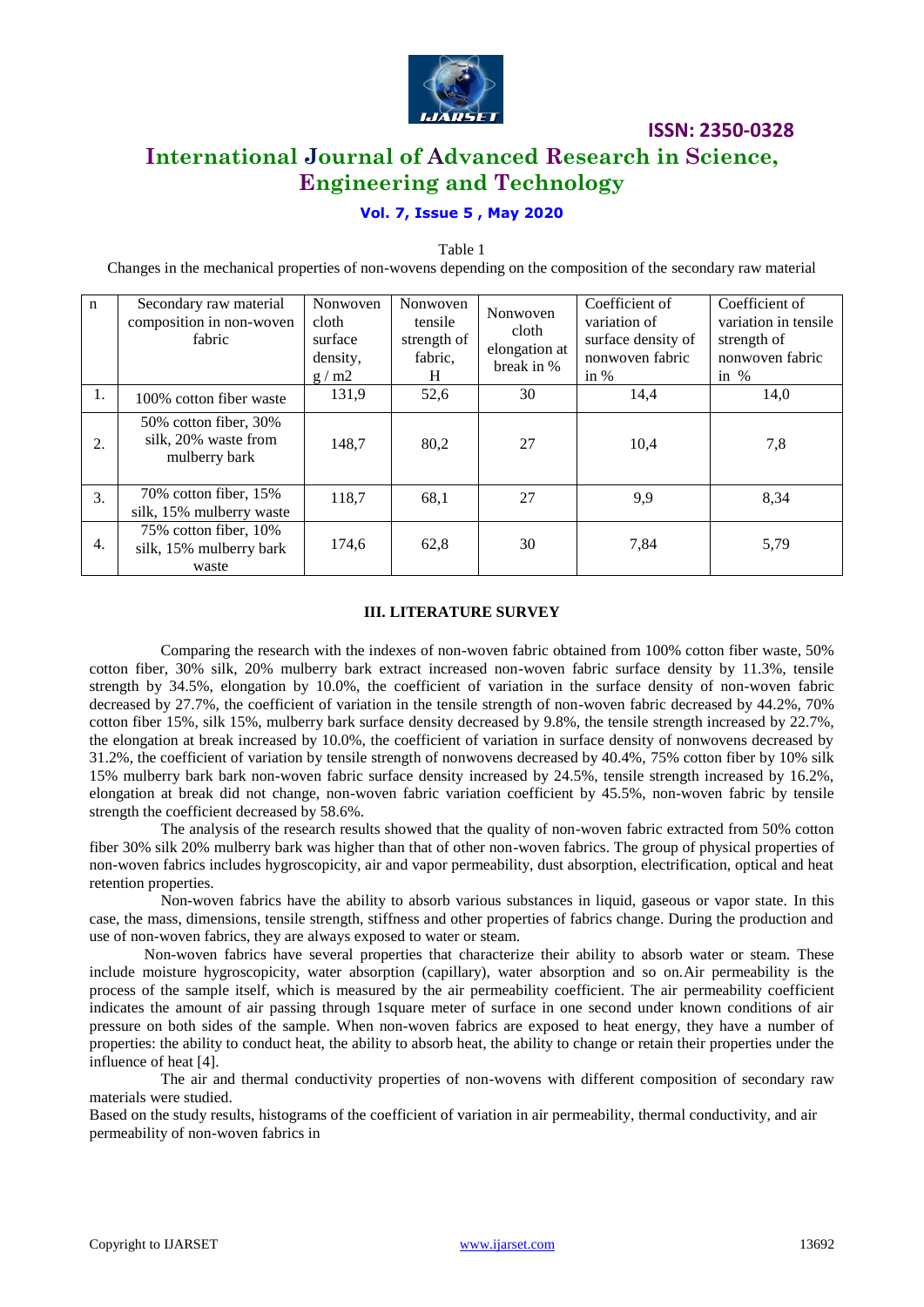Table 1

Changes in the mechanical properties of non-wovens depending on the composition of the secondary raw material

| n | Secondary raw material composition in non-woven fabric | Nonwoven cloth surface density, g / m2 | Nonwoven tensile strength of fabric, H | Nonwoven cloth elongation at break in % | Coefficient of variation of surface density of nonwoven fabric in % | Coefficient of variation in tensile strength of nonwoven fabric in % |
|---|---|---|---|---|---|---|
| 1. | 100% cotton fiber waste | 131,9 | 52,6 | 30 | 14,4 | 14,0 |
| 2. | 50% cotton fiber, 30% silk, 20% waste from mulberry bark | 148,7 | 80,2 | 27 | 10,4 | 7,8 |
| 3. | 70% cotton fiber, 15% silk, 15% mulberry waste | 118,7 | 68,1 | 27 | 9,9 | 8,34 |
| 4. | 75% cotton fiber, 10% silk, 15% mulberry bark waste | 174,6 | 62,8 | 30 | 7,84 | 5,79 |

## III. LITERATURE SURVEY

Comparing the research with the indexes of non-woven fabric obtained from 100% cotton fiber waste, 50% cotton fiber, 30% silk, 20% mulberry bark extract increased non-woven fabric surface density by 11.3%, tensile strength by 34.5%, elongation by 10.0%, the coefficient of variation in the surface density of non-woven fabric decreased by 27.7%, the coefficient of variation in the tensile strength of non-woven fabric decreased by 44.2%, 70% cotton fiber 15%, silk 15%, mulberry bark surface density decreased by 9.8%, the tensile strength increased by 22.7%, the elongation at break increased by 10.0%, the coefficient of variation in surface density of nonwovens decreased by 31.2%, the coefficient of variation by tensile strength of nonwovens decreased by 40.4%, 75% cotton fiber by 10% silk 15% mulberry bark bark non-woven fabric surface density increased by 24.5%, tensile strength increased by 16.2%, elongation at break did not change, non-woven fabric variation coefficient by 45.5%, non-woven fabric by tensile strength the coefficient decreased by 58.6%.

The analysis of the research results showed that the quality of non-woven fabric extracted from 50% cotton fiber 30% silk 20% mulberry bark was higher than that of other non-woven fabrics. The group of physical properties of non-woven fabrics includes hygroscopicity, air and vapor permeability, dust absorption, electrification, optical and heat retention properties.

Non-woven fabrics have the ability to absorb various substances in liquid, gaseous or vapor state. In this case, the mass, dimensions, tensile strength, stiffness and other properties of fabrics change. During the production and use of non-woven fabrics, they are always exposed to water or steam.

Non-woven fabrics have several properties that characterize their ability to absorb water or steam. These include moisture hygroscopicity, water absorption (capillary), water absorption and so on.Air permeability is the process of the sample itself, which is measured by the air permeability coefficient. The air permeability coefficient indicates the amount of air passing through 1square meter of surface in one second under known conditions of air pressure on both sides of the sample. When non-woven fabrics are exposed to heat energy, they have a number of properties: the ability to conduct heat, the ability to absorb heat, the ability to change or retain their properties under the influence of heat [4].

The air and thermal conductivity properties of non-wovens with different composition of secondary raw materials were studied.

Based on the study results, histograms of the coefficient of variation in air permeability, thermal conductivity, and air permeability of non-woven fabrics in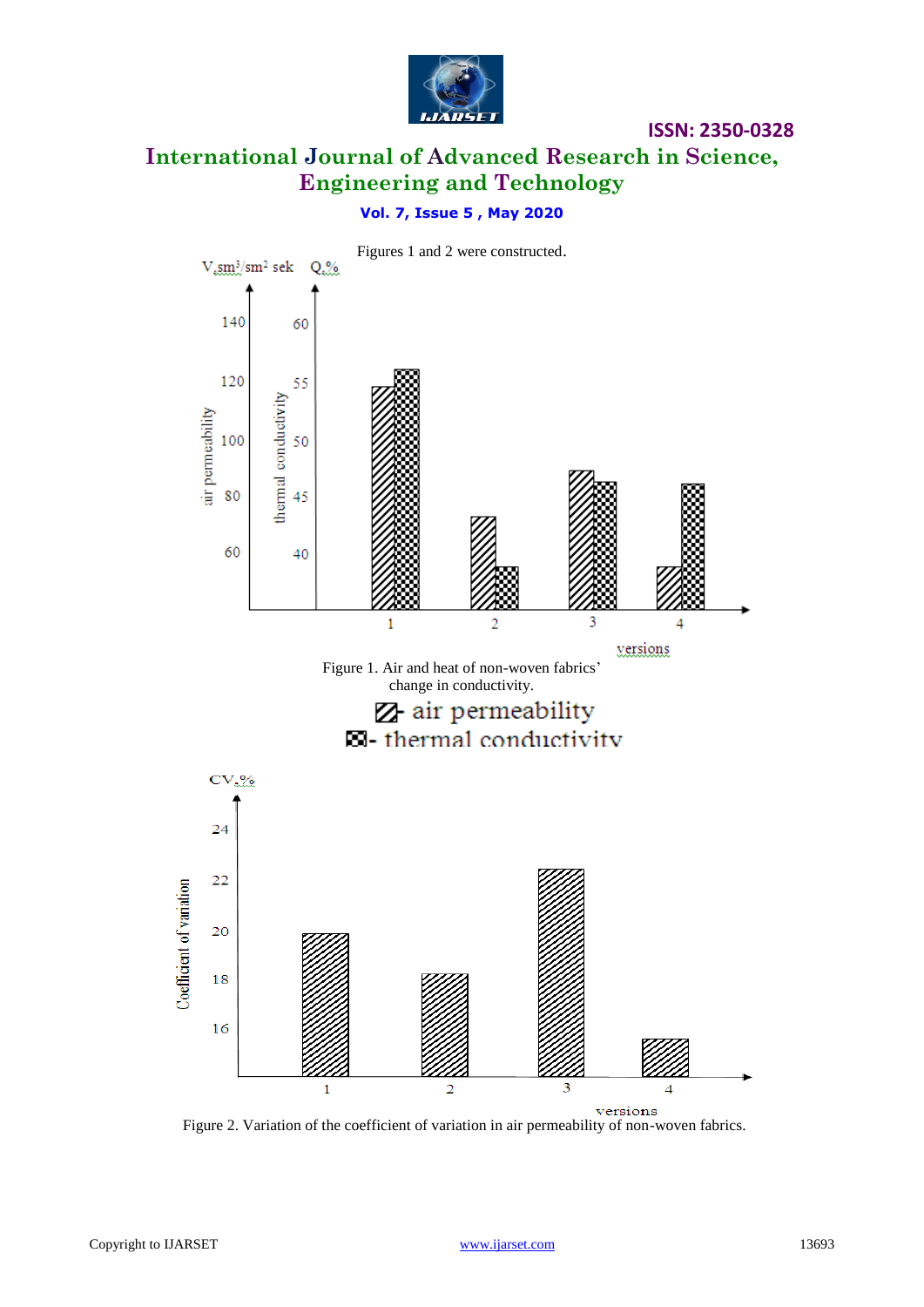Figures 1 and 2 were constructed.

Figure 1. Air and heat of non-woven fabrics' change in conductivity.

- air permeability
- thermal conductivity

Figure 2. Variation of the coefficient of variation in air permeability of non-woven fabrics.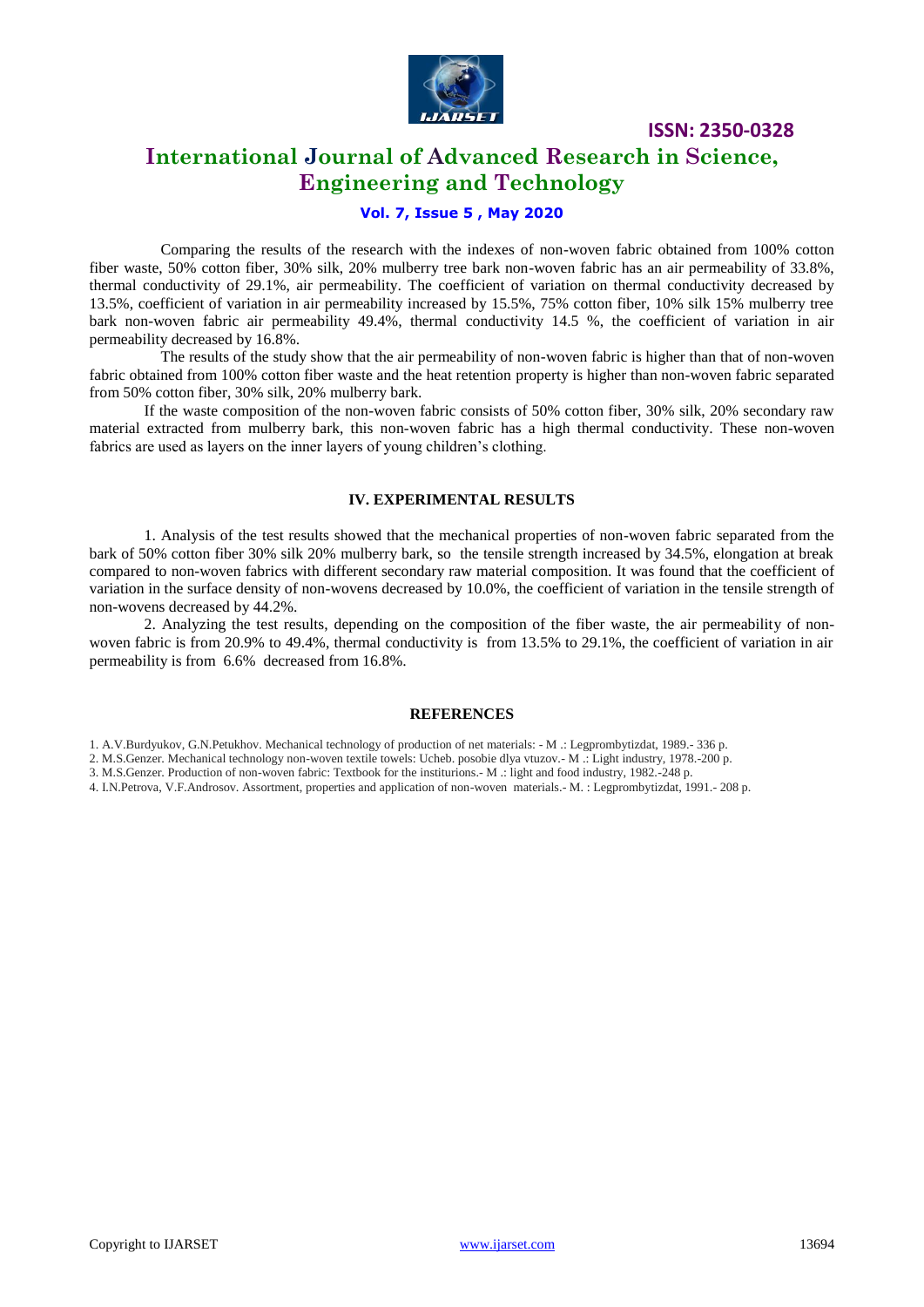Comparing the results of the research with the indexes of non-woven fabric obtained from 100% cotton fiber waste, 50% cotton fiber, 30% silk, 20% mulberry tree bark non-woven fabric has an air permeability of 33.8%, thermal conductivity of 29.1%, air permeability. The coefficient of variation on thermal conductivity decreased by 13.5%, coefficient of variation in air permeability increased by 15.5%, 75% cotton fiber, 10% silk 15% mulberry tree bark non-woven fabric air permeability 49.4%, thermal conductivity 14.5 %, the coefficient of variation in air permeability decreased by 16.8%.

The results of the study show that the air permeability of non-woven fabric is higher than that of non-woven fabric obtained from 100% cotton fiber waste and the heat retention property is higher than non-woven fabric separated from 50% cotton fiber, 30% silk, 20% mulberry bark.

If the waste composition of the non-woven fabric consists of 50% cotton fiber, 30% silk, 20% secondary raw material extracted from mulberry bark, this non-woven fabric has a high thermal conductivity. These non-woven fabrics are used as layers on the inner layers of young children's clothing.

## IV. EXPERIMENTAL RESULTS

1. Analysis of the test results showed that the mechanical properties of non-woven fabric separated from the bark of 50% cotton fiber 30% silk 20% mulberry bark, so the tensile strength increased by 34.5%, elongation at break compared to non-woven fabrics with different secondary raw material composition. It was found that the coefficient of variation in the surface density of non-wovens decreased by 10.0%, the coefficient of variation in the tensile strength of non-wovens decreased by 44.2%.

2. Analyzing the test results, depending on the composition of the fiber waste, the air permeability of non-woven fabric is from 20.9% to 49.4%, thermal conductivity is from 13.5% to 29.1%, the coefficient of variation in air permeability is from 6.6% decreased from 16.8%.

## REFERENCES

1. A.V.Burdyukov, G.N.Petukhov. Mechanical technology of production of net materials: - M .: Legprombytizdat, 1989.- 336 p.
2. M.S.Genzer. Mechanical technology non-woven textile towels: Ucheb. posobie dlya vtuzov.- M .: Light industry, 1978.-200 p.
3. M.S.Genzer. Production of non-woven fabric: Textbook for the institurions.- M .: light and food industry, 1982.-248 p.
4. I.N.Petrova, V.F.Androsov. Assortment, properties and application of non-woven materials.- M. : Legprombytizdat, 1991.- 208 p.